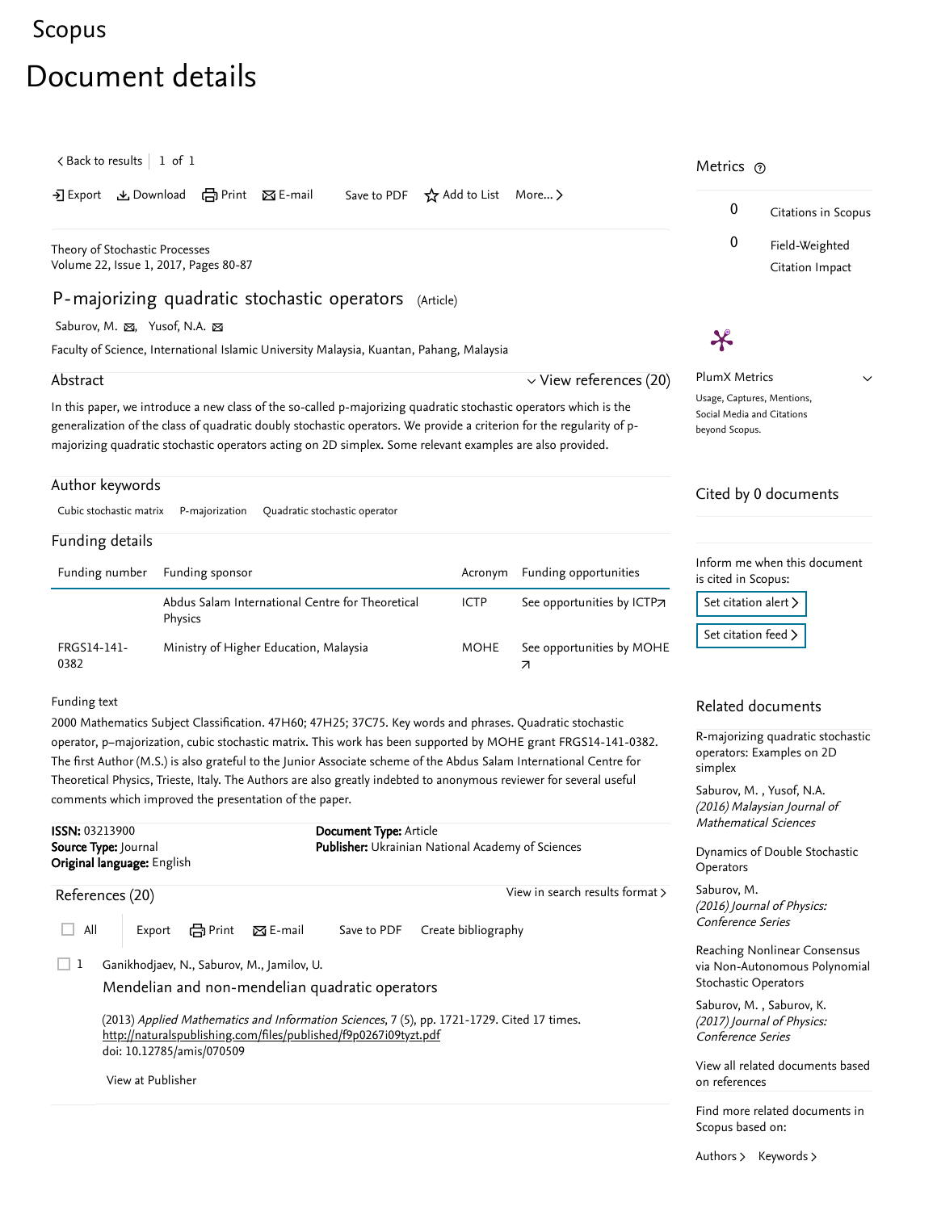Scopus

# Document details

< Back to results | 1 of 1

Export | Download | Print | E-mail | Save to PDF | Add to List | More...

Theory of Stochastic Processes
Volume 22, Issue 1, 2017, Pages 80-87

## P-majorizing quadratic stochastic operators (Article)

Saburov, M., Yusof, N.A.

Faculty of Science, International Islamic University Malaysia, Kuantan, Pahang, Malaysia

### Abstract

View references (20)

In this paper, we introduce a new class of the so-called p-majorizing quadratic stochastic operators which is the generalization of the class of quadratic doubly stochastic operators. We provide a criterion for the regularity of p-majorizing quadratic stochastic operators acting on 2D simplex. Some relevant examples are also provided.

### Author keywords

Cubic stochastic matrix | P-majorization | Quadratic stochastic operator

### Funding details

| Funding number | Funding sponsor | Acronym | Funding opportunities |
|---|---|---|---|
| | Abdus Salam International Centre for Theoretical Physics | ICTP | See opportunities by ICTP |
| FRGS14-141-0382 | Ministry of Higher Education, Malaysia | MOHE | See opportunities by MOHE |

Funding text

2000 Mathematics Subject Classification. 47H60; 47H25; 37C75. Key words and phrases. Quadratic stochastic operator, p–majorization, cubic stochastic matrix. This work has been supported by MOHE grant FRGS14-141-0382. The first Author (M.S.) is also grateful to the Junior Associate scheme of the Abdus Salam International Centre for Theoretical Physics, Trieste, Italy. The Authors are also greatly indebted to anonymous reviewer for several useful comments which improved the presentation of the paper.

**ISSN:** 03213900
**Source Type:** Journal
**Original language:** English
**Document Type:** Article
**Publisher:** Ukrainian National Academy of Sciences

### References (20)

View in search results format >

All | Export | Print | E-mail | Save to PDF | Create bibliography

1. Ganikhodjaev, N., Saburov, M., Jamilov, U.
   **Mendelian and non-mendelian quadratic operators**
   (2013) *Applied Mathematics and Information Sciences*, 7 (5), pp. 1721-1729. Cited 17 times.
   http://naturalspublishing.com/files/published/f9p0267i09tyzt.pdf
   doi: 10.12785/amis/070509
   View at Publisher

### Metrics

0 Citations in Scopus

0 Field-Weighted Citation Impact

PlumX Metrics

Usage, Captures, Mentions, Social Media and Citations beyond Scopus.

### Cited by 0 documents

Inform me when this document is cited in Scopus:

Set citation alert >

Set citation feed >

### Related documents

R-majorizing quadratic stochastic operators: Examples on 2D simplex
Saburov, M. , Yusof, N.A.
*(2016) Malaysian Journal of Mathematical Sciences*

Dynamics of Double Stochastic Operators
Saburov, M.
*(2016) Journal of Physics: Conference Series*

Reaching Nonlinear Consensus via Non-Autonomous Polynomial Stochastic Operators
Saburov, M. , Saburov, K.
*(2017) Journal of Physics: Conference Series*

View all related documents based on references

Find more related documents in Scopus based on:

Authors > Keywords >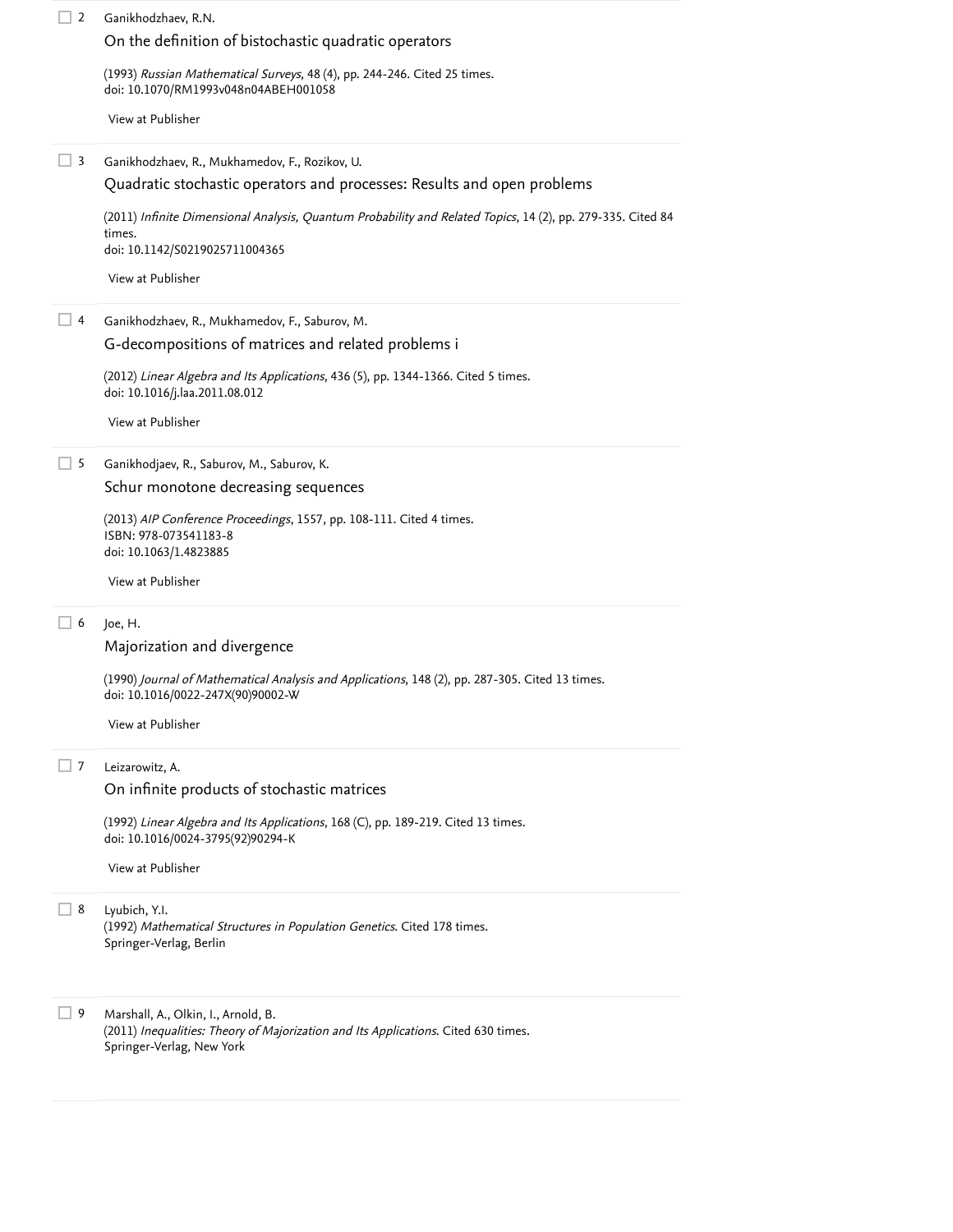2 Ganikhodzhaev, R.N.

On the definition of bistochastic quadratic operators

(1993) *Russian Mathematical Surveys*, 48 (4), pp. 244-246. Cited 25 times.
doi: 10.1070/RM1993v048n04ABEH001058

View at Publisher

3 Ganikhodzhaev, R., Mukhamedov, F., Rozikov, U.

Quadratic stochastic operators and processes: Results and open problems

(2011) *Infinite Dimensional Analysis, Quantum Probability and Related Topics*, 14 (2), pp. 279-335. Cited 84 times.
doi: 10.1142/S0219025711004365

View at Publisher

4 Ganikhodzhaev, R., Mukhamedov, F., Saburov, M.

G-decompositions of matrices and related problems i

(2012) *Linear Algebra and Its Applications*, 436 (5), pp. 1344-1366. Cited 5 times.
doi: 10.1016/j.laa.2011.08.012

View at Publisher

5 Ganikhodjaev, R., Saburov, M., Saburov, K.

Schur monotone decreasing sequences

(2013) *AIP Conference Proceedings*, 1557, pp. 108-111. Cited 4 times.
ISBN: 978-073541183-8
doi: 10.1063/1.4823885

View at Publisher

6 Joe, H.

Majorization and divergence

(1990) *Journal of Mathematical Analysis and Applications*, 148 (2), pp. 287-305. Cited 13 times.
doi: 10.1016/0022-247X(90)90002-W

View at Publisher

7 Leizarowitz, A.

On infinite products of stochastic matrices

(1992) *Linear Algebra and Its Applications*, 168 (C), pp. 189-219. Cited 13 times.
doi: 10.1016/0024-3795(92)90294-K

View at Publisher

8 Lyubich, Y.I.
(1992) *Mathematical Structures in Population Genetics*. Cited 178 times.
Springer-Verlag, Berlin

9 Marshall, A., Olkin, I., Arnold, B.
(2011) *Inequalities: Theory of Majorization and Its Applications*. Cited 630 times.
Springer-Verlag, New York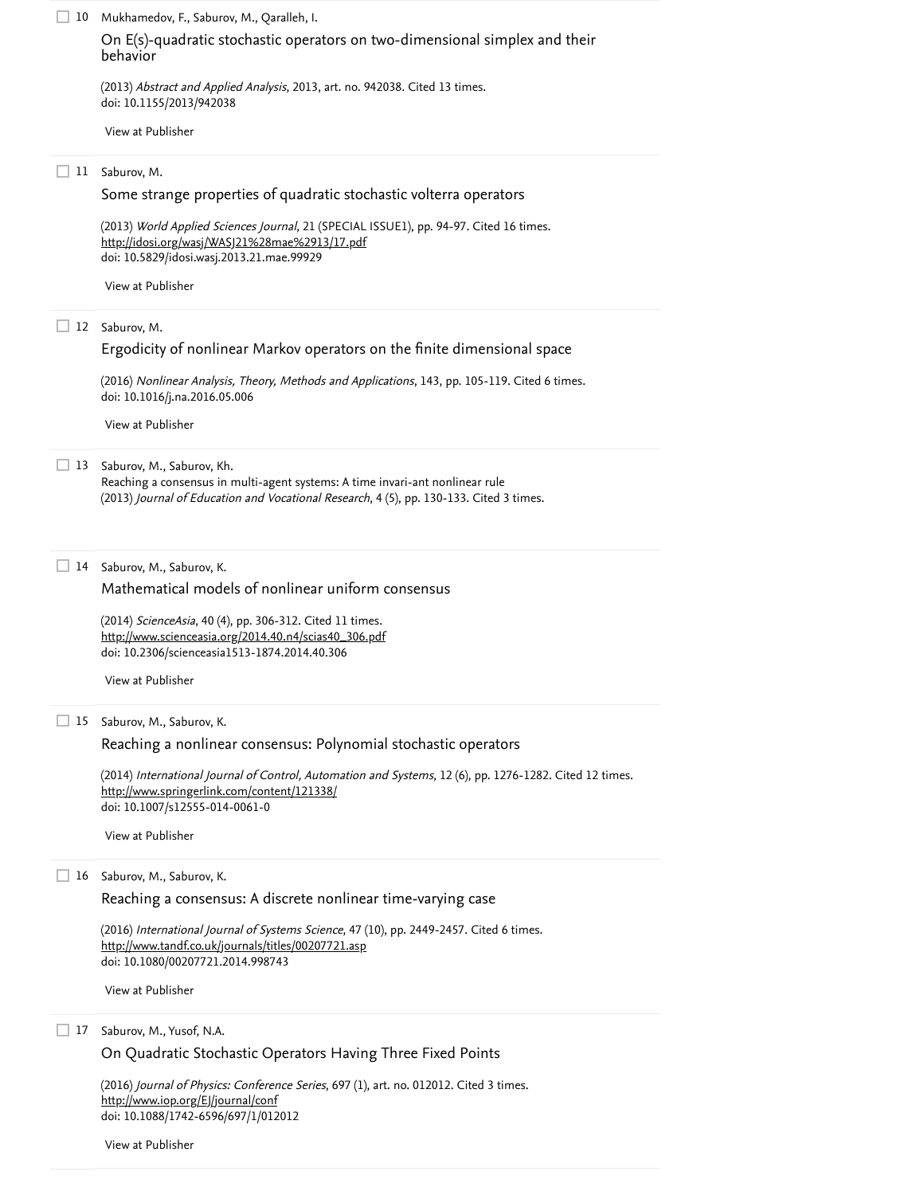10 Mukhamedov, F., Saburov, M., Qaralleh, I.

On E(s)-quadratic stochastic operators on two-dimensional simplex and their behavior

(2013) *Abstract and Applied Analysis*, 2013, art. no. 942038. Cited 13 times.
doi: 10.1155/2013/942038

View at Publisher

11 Saburov, M.

Some strange properties of quadratic stochastic volterra operators

(2013) *World Applied Sciences Journal*, 21 (SPECIAL ISSUE1), pp. 94-97. Cited 16 times.
http://idosi.org/wasj/WASJ21%28mae%2913/17.pdf
doi: 10.5829/idosi.wasj.2013.21.mae.99929

View at Publisher

12 Saburov, M.

Ergodicity of nonlinear Markov operators on the finite dimensional space

(2016) *Nonlinear Analysis, Theory, Methods and Applications*, 143, pp. 105-119. Cited 6 times.
doi: 10.1016/j.na.2016.05.006

View at Publisher

13 Saburov, M., Saburov, Kh.

Reaching a consensus in multi-agent systems: A time invari-ant nonlinear rule
(2013) *Journal of Education and Vocational Research*, 4 (5), pp. 130-133. Cited 3 times.

14 Saburov, M., Saburov, K.

Mathematical models of nonlinear uniform consensus

(2014) *ScienceAsia*, 40 (4), pp. 306-312. Cited 11 times.
http://www.scienceasia.org/2014.40.n4/scias40_306.pdf
doi: 10.2306/scienceasia1513-1874.2014.40.306

View at Publisher

15 Saburov, M., Saburov, K.

Reaching a nonlinear consensus: Polynomial stochastic operators

(2014) *International Journal of Control, Automation and Systems*, 12 (6), pp. 1276-1282. Cited 12 times.
http://www.springerlink.com/content/121338/
doi: 10.1007/s12555-014-0061-0

View at Publisher

16 Saburov, M., Saburov, K.

Reaching a consensus: A discrete nonlinear time-varying case

(2016) *International Journal of Systems Science*, 47 (10), pp. 2449-2457. Cited 6 times.
http://www.tandf.co.uk/journals/titles/00207721.asp
doi: 10.1080/00207721.2014.998743

View at Publisher

17 Saburov, M., Yusof, N.A.

On Quadratic Stochastic Operators Having Three Fixed Points

(2016) *Journal of Physics: Conference Series*, 697 (1), art. no. 012012. Cited 3 times.
http://www.iop.org/EJ/journal/conf
doi: 10.1088/1742-6596/697/1/012012

View at Publisher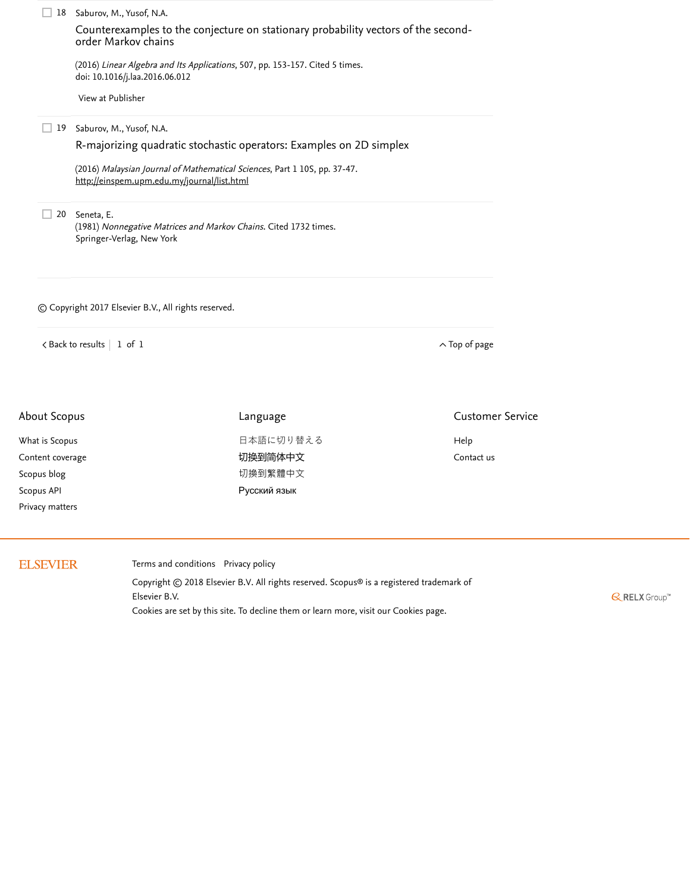18 Saburov, M., Yusof, N.A.

Counterexamples to the conjecture on stationary probability vectors of the second-order Markov chains

(2016) *Linear Algebra and Its Applications*, 507, pp. 153-157. Cited 5 times.
doi: 10.1016/j.laa.2016.06.012

View at Publisher

19 Saburov, M., Yusof, N.A.

R-majorizing quadratic stochastic operators: Examples on 2D simplex

(2016) *Malaysian Journal of Mathematical Sciences*, Part 1 10S, pp. 37-47.
http://einspem.upm.edu.my/journal/list.html

20 Seneta, E.
(1981) *Nonnegative Matrices and Markov Chains*. Cited 1732 times.
Springer-Verlag, New York

© Copyright 2017 Elsevier B.V., All rights reserved.

Back to results | 1 of 1 | Top of page

## About Scopus

- What is Scopus
- Content coverage
- Scopus blog
- Scopus API
- Privacy matters

## Language

- 日本語に切り替える
- 切換到简体中文
- 切換到繁體中文
- Русский язык

## Customer Service

- Help
- Contact us

ELSEVIER

Terms and conditions Privacy policy

Copyright © 2018 Elsevier B.V. All rights reserved. Scopus® is a registered trademark of Elsevier B.V.

Cookies are set by this site. To decline them or learn more, visit our Cookies page.

RELX Group™